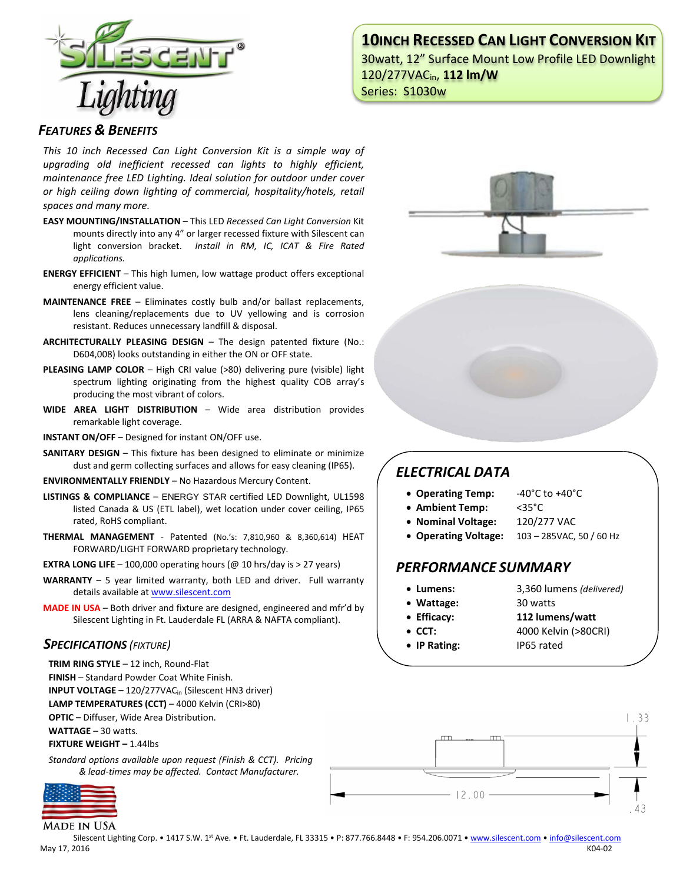# 10INCH RECESSED CAN LIGHT CONVERSION KIT

30watt, 12" Surface Mount Low Profile LED Downlight
120/277VAC$_{in}$, **112 lm/W**
Series: S1030w

## FEATURES & BENEFITS

*This 10 inch Recessed Can Light Conversion Kit is a simple way of upgrading old inefficient recessed can lights to highly efficient, maintenance free LED Lighting. Ideal solution for outdoor under cover or high ceiling down lighting of commercial, hospitality/hotels, retail spaces and many more.*

**EASY MOUNTING/INSTALLATION** – This LED *Recessed Can Light Conversion* Kit mounts directly into any 4" or larger recessed fixture with Silescent can light conversion bracket. *Install in RM, IC, ICAT & Fire Rated applications.*

**ENERGY EFFICIENT** – This high lumen, low wattage product offers exceptional energy efficient value.

**MAINTENANCE FREE** – Eliminates costly bulb and/or ballast replacements, lens cleaning/replacements due to UV yellowing and is corrosion resistant. Reduces unnecessary landfill & disposal.

**ARCHITECTURALLY PLEASING DESIGN** – The design patented fixture (No.: D604,008) looks outstanding in either the ON or OFF state.

**PLEASING LAMP COLOR** – High CRI value (>80) delivering pure (visible) light spectrum lighting originating from the highest quality COB array's producing the most vibrant of colors.

**WIDE AREA LIGHT DISTRIBUTION** – Wide area distribution provides remarkable light coverage.

**INSTANT ON/OFF** – Designed for instant ON/OFF use.

**SANITARY DESIGN** – This fixture has been designed to eliminate or minimize dust and germ collecting surfaces and allows for easy cleaning (IP65).

**ENVIRONMENTALLY FRIENDLY** – No Hazardous Mercury Content.

**LISTINGS & COMPLIANCE** – ENERGY STAR certified LED Downlight, UL1598 listed Canada & US (ETL label), wet location under cover ceiling, IP65 rated, RoHS compliant.

**THERMAL MANAGEMENT** - Patented (No.'s: 7,810,960 & 8,360,614) HEAT FORWARD/LIGHT FORWARD proprietary technology.

**EXTRA LONG LIFE** – 100,000 operating hours (@ 10 hrs/day is > 27 years)

**WARRANTY** – 5 year limited warranty, both LED and driver. Full warranty details available at www.silescent.com

**MADE IN USA** – Both driver and fixture are designed, engineered and mfr'd by Silescent Lighting in Ft. Lauderdale FL (ARRA & NAFTA compliant).

## SPECIFICATIONS *(FIXTURE)*

**TRIM RING STYLE** – 12 inch, Round-Flat
**FINISH** – Standard Powder Coat White Finish.
**INPUT VOLTAGE –** 120/277VAC$_{in}$ (Silescent HN3 driver)
**LAMP TEMPERATURES (CCT)** – 4000 Kelvin (CRI>80)
**OPTIC –** Diffuser, Wide Area Distribution.
**WATTAGE** – 30 watts.
**FIXTURE WEIGHT –** 1.44lbs

*Standard options available upon request (Finish & CCT). Pricing & lead-times may be affected. Contact Manufacturer.*

MADE IN USA

## ELECTRICAL DATA

- **Operating Temp:** -40°C to +40°C
- **Ambient Temp:** <35°C
- **Nominal Voltage:** 120/277 VAC
- **Operating Voltage:** 103 – 285VAC, 50 / 60 Hz

## PERFORMANCE SUMMARY

- **Lumens:** 3,360 lumens *(delivered)*
- **Wattage:** 30 watts
- **Efficacy:** **112 lumens/watt**
- **CCT:** 4000 Kelvin (>80CRI)
- **IP Rating:** IP65 rated

1.33

12.00

.43

Silescent Lighting Corp. • 1417 S.W. 1st Ave. • Ft. Lauderdale, FL 33315 • P: 877.766.8448 • F: 954.206.0071 • www.silescent.com • info@silescent.com

May 17, 2016 K04-02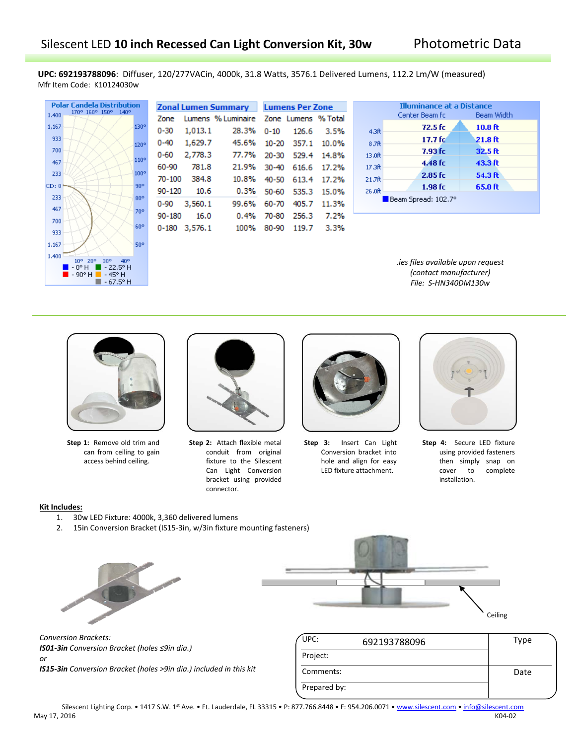# Silescent LED **10 inch Recessed Can Light Conversion Kit, 30w** — Photometric Data

**UPC: 692193788096**: Diffuser, 120/277VACin, 4000k, 31.8 Watts, 3576.1 Delivered Lumens, 112.2 Lm/W (measured)
Mfr Item Code: K10124030w

**Polar Candela Distribution**

170° 160° 150° 140°
1,400
1,167
933
700
467
233
CD: 0
233
467
700
933
1,167
1,400
130° 120° 110° 100° 90° 80° 70° 60° 50°
10° 20° 30° 40°
- 0° H - 22.5° H
- 90° H - 45° H
- 67.5° H

**Zonal Lumen Summary**

| Zone | Lumens | % Luminaire |
|---|---|---|
| 0-30 | 1,013.1 | 28.3% |
| 0-40 | 1,629.7 | 45.6% |
| 0-60 | 2,778.3 | 77.7% |
| 60-90 | 781.8 | 21.9% |
| 70-100 | 384.8 | 10.8% |
| 90-120 | 10.6 | 0.3% |
| 0-90 | 3,560.1 | 99.6% |
| 90-180 | 16.0 | 0.4% |
| 0-180 | 3,576.1 | 100% |

**Lumens Per Zone**

| Zone | Lumens | % Total |
|---|---|---|
| 0-10 | 126.6 | 3.5% |
| 10-20 | 357.1 | 10.0% |
| 20-30 | 529.4 | 14.8% |
| 30-40 | 616.6 | 17.2% |
| 40-50 | 613.4 | 17.2% |
| 50-60 | 535.3 | 15.0% |
| 60-70 | 405.7 | 11.3% |
| 70-80 | 256.3 | 7.2% |
| 80-90 | 119.7 | 3.3% |

**Illuminance at a Distance**

| Distance | Center Beam fc | Beam Width |
|---|---|---|
| 4.3ft | 72.5 fc | 10.8 ft |
| 8.7ft | 17.7 fc | 21.8 ft |
| 13.0ft | 7.93 fc | 32.5 ft |
| 17.3ft | 4.48 fc | 43.3 ft |
| 21.7ft | 2.85 fc | 54.3 ft |
| 26.0ft | 1.98 fc | 65.0 ft |

Beam Spread: 102.7°

*.ies files available upon request (contact manufacturer)*
*File: S-HN340DM130w*

**Step 1:** Remove old trim and can from ceiling to gain access behind ceiling.

**Step 2:** Attach flexible metal conduit from original fixture to the Silescent Can Light Conversion bracket using provided connector.

**Step 3:** Insert Can Light Conversion bracket into hole and align for easy LED fixture attachment.

**Step 4:** Secure LED fixture using provided fasteners then simply snap on cover to complete installation.

**Kit Includes:**

1. 30w LED Fixture: 4000k, 3,360 delivered lumens
2. 15in Conversion Bracket (IS15-3in, w/3in fixture mounting fasteners)

Ceiling

*Conversion Brackets:*
***IS01-3in** Conversion Bracket (holes ≤9in dia.)*
*or*
***IS15-3in** Conversion Bracket (holes >9in dia.) included in this kit*

| | | |
|---|---|---|
| UPC: 692193788096 | | Type |
| Project: | | |
| Comments: | | Date |
| Prepared by: | | |

Silescent Lighting Corp. • 1417 S.W. 1st Ave. • Ft. Lauderdale, FL 33315 • P: 877.766.8448 • F: 954.206.0071 • www.silescent.com • info@silescent.com
May 17, 2016 K04-02